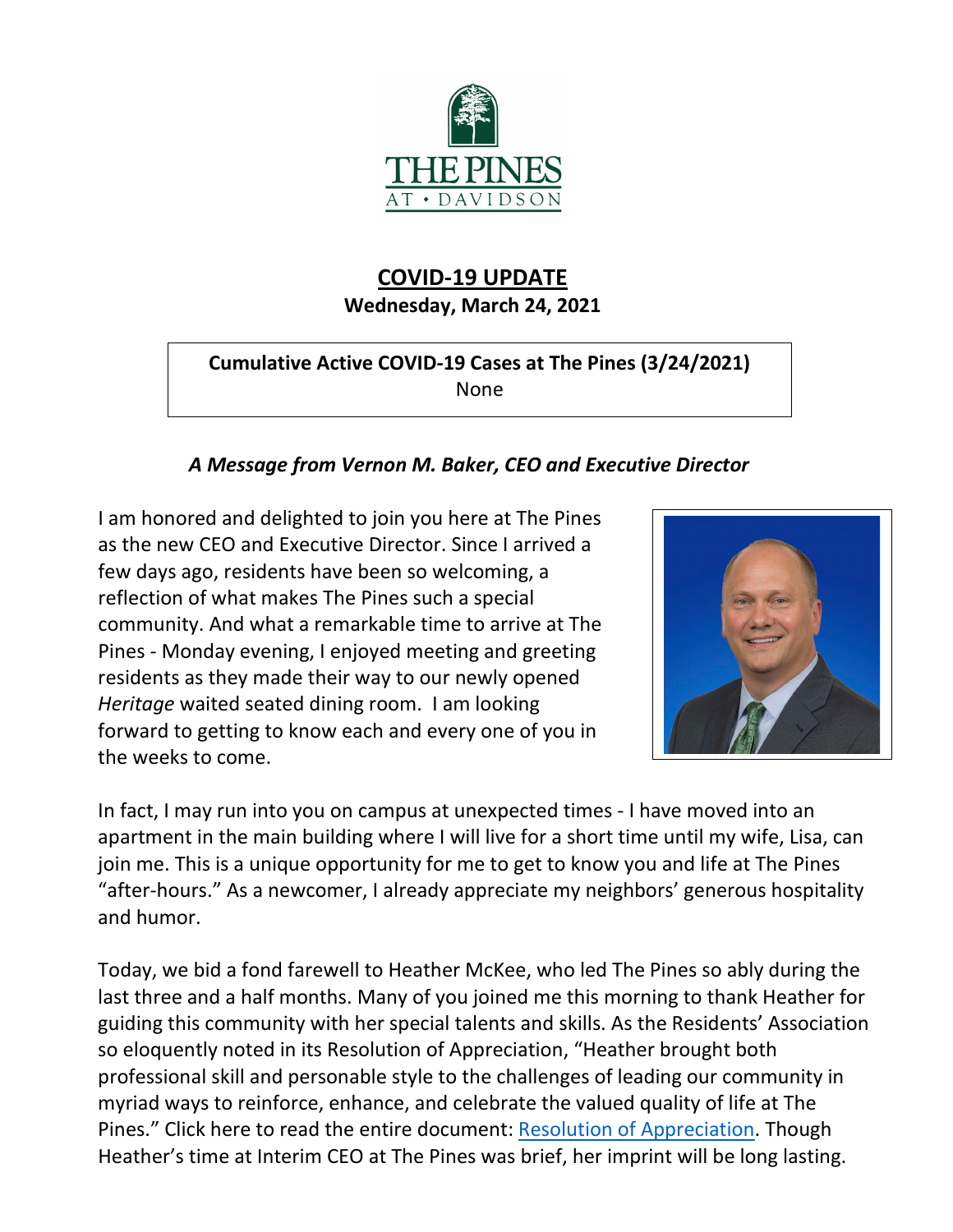# COVID-19 UPDATE

**Wednesday, March 24, 2021**

**Cumulative Active COVID-19 Cases at The Pines (3/24/2021)**
None

### *A Message from Vernon M. Baker, CEO and Executive Director*

I am honored and delighted to join you here at The Pines as the new CEO and Executive Director. Since I arrived a few days ago, residents have been so welcoming, a reflection of what makes The Pines such a special community. And what a remarkable time to arrive at The Pines - Monday evening, I enjoyed meeting and greeting residents as they made their way to our newly opened *Heritage* waited seated dining room. I am looking forward to getting to know each and every one of you in the weeks to come.

In fact, I may run into you on campus at unexpected times - I have moved into an apartment in the main building where I will live for a short time until my wife, Lisa, can join me. This is a unique opportunity for me to get to know you and life at The Pines "after-hours." As a newcomer, I already appreciate my neighbors' generous hospitality and humor.

Today, we bid a fond farewell to Heather McKee, who led The Pines so ably during the last three and a half months. Many of you joined me this morning to thank Heather for guiding this community with her special talents and skills. As the Residents' Association so eloquently noted in its Resolution of Appreciation, "Heather brought both professional skill and personable style to the challenges of leading our community in myriad ways to reinforce, enhance, and celebrate the valued quality of life at The Pines." Click here to read the entire document: [Resolution of Appreciation](). Though Heather's time at Interim CEO at The Pines was brief, her imprint will be long lasting.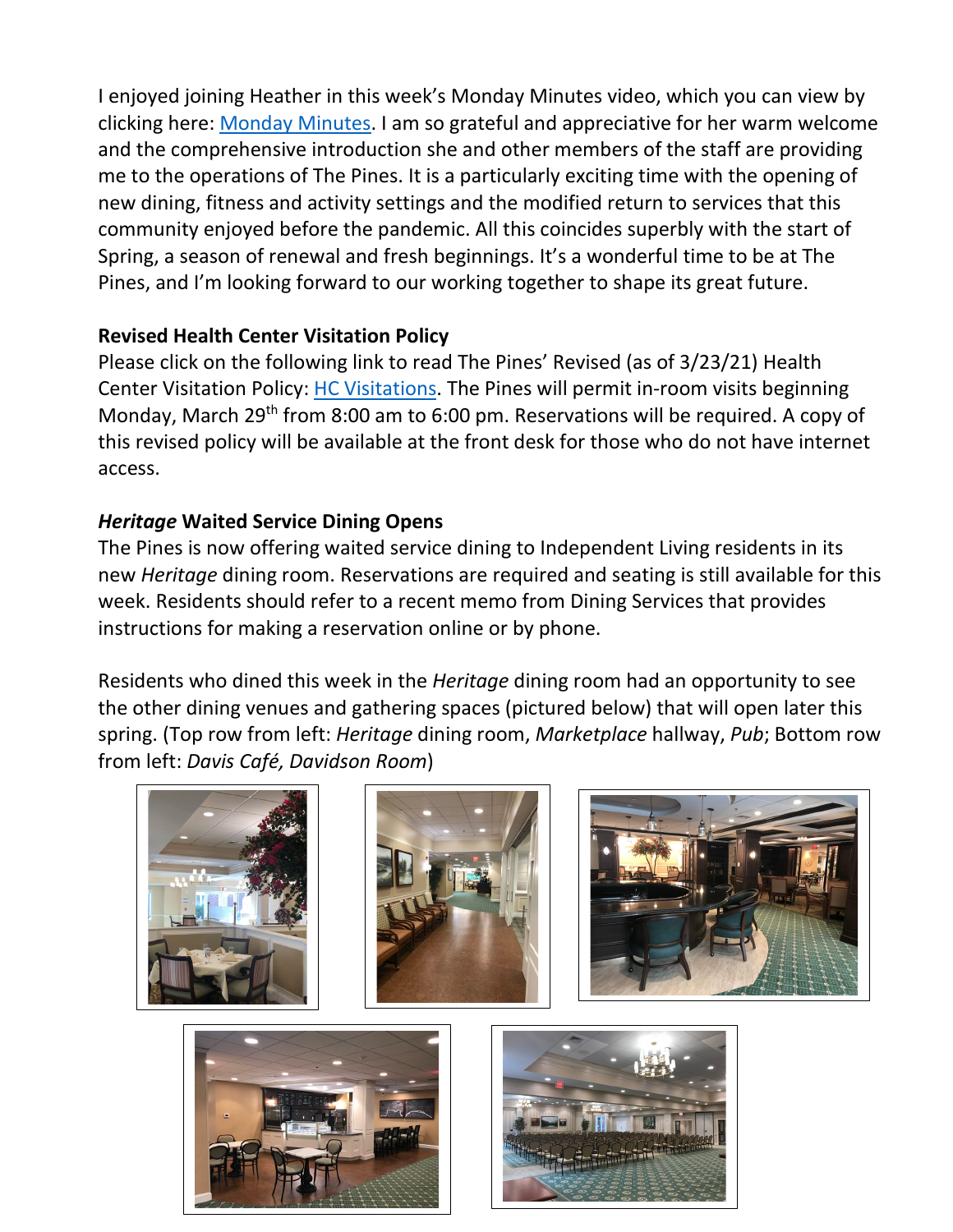I enjoyed joining Heather in this week's Monday Minutes video, which you can view by clicking here: Monday Minutes. I am so grateful and appreciative for her warm welcome and the comprehensive introduction she and other members of the staff are providing me to the operations of The Pines. It is a particularly exciting time with the opening of new dining, fitness and activity settings and the modified return to services that this community enjoyed before the pandemic. All this coincides superbly with the start of Spring, a season of renewal and fresh beginnings. It's a wonderful time to be at The Pines, and I'm looking forward to our working together to shape its great future.

**Revised Health Center Visitation Policy**

Please click on the following link to read The Pines' Revised (as of 3/23/21) Health Center Visitation Policy: HC Visitations. The Pines will permit in-room visits beginning Monday, March 29th from 8:00 am to 6:00 pm. Reservations will be required. A copy of this revised policy will be available at the front desk for those who do not have internet access.

***Heritage* Waited Service Dining Opens**

The Pines is now offering waited service dining to Independent Living residents in its new *Heritage* dining room. Reservations are required and seating is still available for this week. Residents should refer to a recent memo from Dining Services that provides instructions for making a reservation online or by phone.

Residents who dined this week in the *Heritage* dining room had an opportunity to see the other dining venues and gathering spaces (pictured below) that will open later this spring. (Top row from left: *Heritage* dining room, *Marketplace* hallway, *Pub*; Bottom row from left: *Davis Café, Davidson Room*)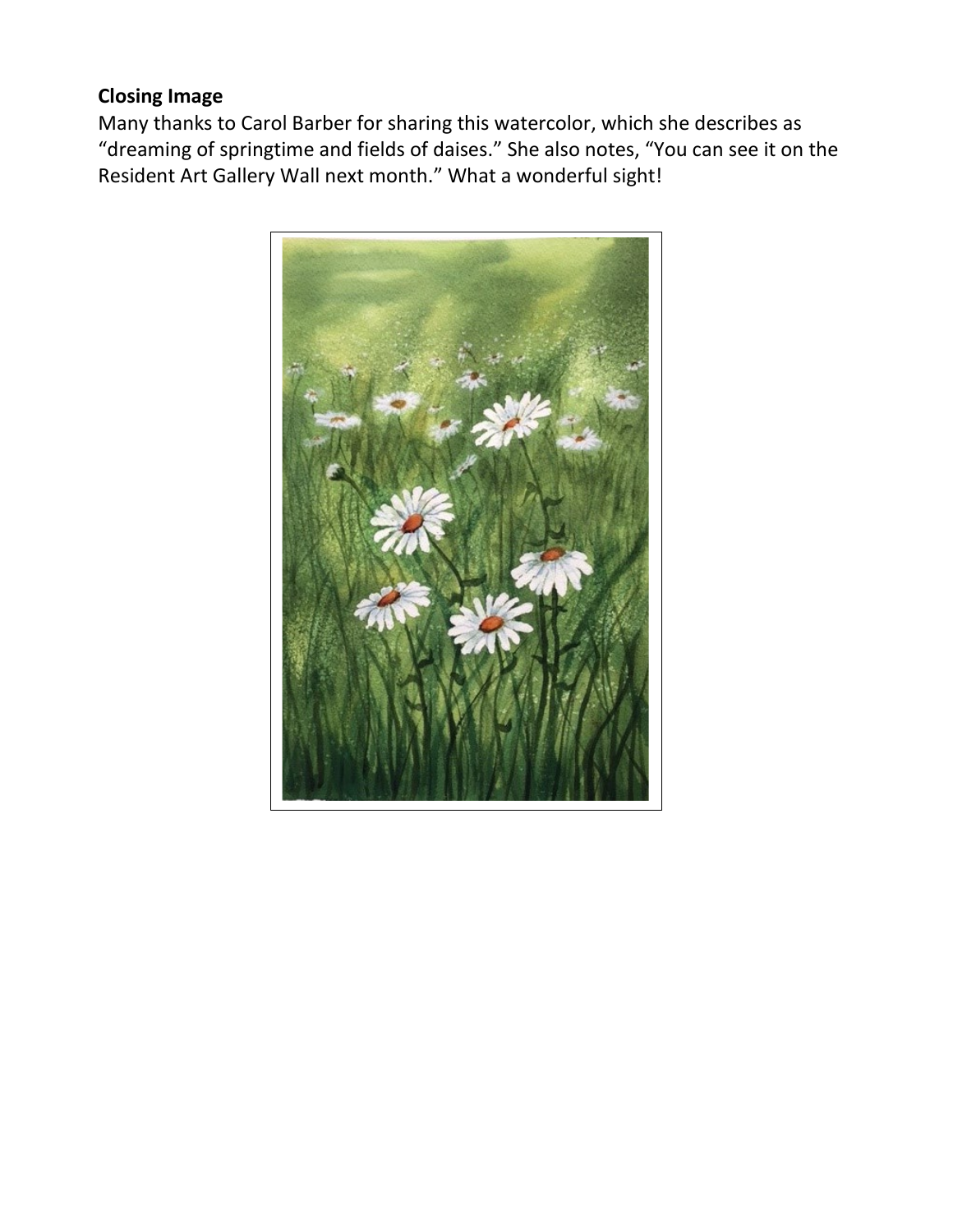**Closing Image**

Many thanks to Carol Barber for sharing this watercolor, which she describes as "dreaming of springtime and fields of daises." She also notes, "You can see it on the Resident Art Gallery Wall next month." What a wonderful sight!